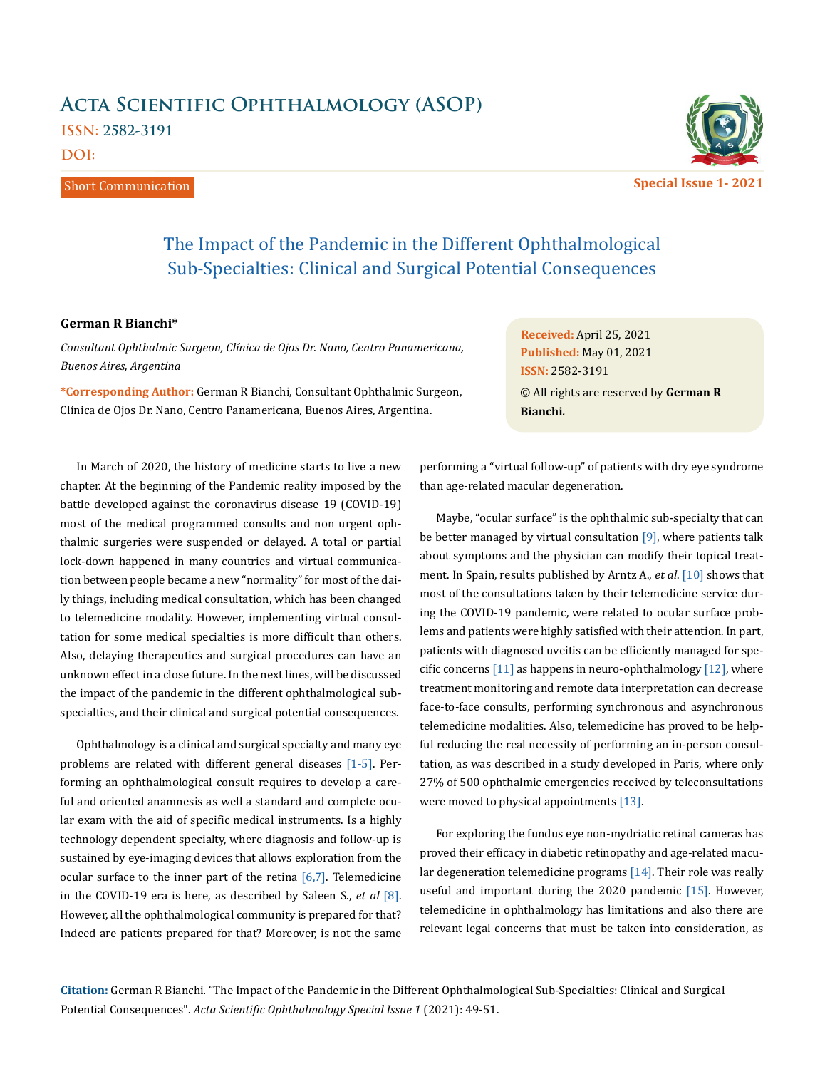# Acta Scientific Ophthalmology (ASOP)

ISSN: 2582-3191

DOI:

Short Communication

Special Issue 1- 2021

## The Impact of the Pandemic in the Different Ophthalmological Sub-Specialties: Clinical and Surgical Potential Consequences

**German R Bianchi***

*Consultant Ophthalmic Surgeon, Clínica de Ojos Dr. Nano, Centro Panamericana, Buenos Aires, Argentina*

**\*Corresponding Author:** German R Bianchi, Consultant Ophthalmic Surgeon, Clínica de Ojos Dr. Nano, Centro Panamericana, Buenos Aires, Argentina.

**Received:** April 25, 2021
**Published:** May 01, 2021
**ISSN:** 2582-3191
© All rights are reserved by **German R Bianchi.**

In March of 2020, the history of medicine starts to live a new chapter. At the beginning of the Pandemic reality imposed by the battle developed against the coronavirus disease 19 (COVID-19) most of the medical programmed consults and non urgent ophthalmic surgeries were suspended or delayed. A total or partial lock-down happened in many countries and virtual communication between people became a new "normality" for most of the daily things, including medical consultation, which has been changed to telemedicine modality. However, implementing virtual consultation for some medical specialties is more difficult than others. Also, delaying therapeutics and surgical procedures can have an unknown effect in a close future. In the next lines, will be discussed the impact of the pandemic in the different ophthalmological subspecialties, and their clinical and surgical potential consequences.

Ophthalmology is a clinical and surgical specialty and many eye problems are related with different general diseases [1-5]. Performing an ophthalmological consult requires to develop a careful and oriented anamnesis as well a standard and complete ocular exam with the aid of specific medical instruments. Is a highly technology dependent specialty, where diagnosis and follow-up is sustained by eye-imaging devices that allows exploration from the ocular surface to the inner part of the retina [6,7]. Telemedicine in the COVID-19 era is here, as described by Saleen S., *et al* [8]. However, all the ophthalmological community is prepared for that? Indeed are patients prepared for that? Moreover, is not the same performing a "virtual follow-up" of patients with dry eye syndrome than age-related macular degeneration.

Maybe, "ocular surface" is the ophthalmic sub-specialty that can be better managed by virtual consultation [9], where patients talk about symptoms and the physician can modify their topical treatment. In Spain, results published by Arntz A., *et al*. [10] shows that most of the consultations taken by their telemedicine service during the COVID-19 pandemic, were related to ocular surface problems and patients were highly satisfied with their attention. In part, patients with diagnosed uveitis can be efficiently managed for specific concerns [11] as happens in neuro-ophthalmology [12], where treatment monitoring and remote data interpretation can decrease face-to-face consults, performing synchronous and asynchronous telemedicine modalities. Also, telemedicine has proved to be helpful reducing the real necessity of performing an in-person consultation, as was described in a study developed in Paris, where only 27% of 500 ophthalmic emergencies received by teleconsultations were moved to physical appointments [13].

For exploring the fundus eye non-mydriatic retinal cameras has proved their efficacy in diabetic retinopathy and age-related macular degeneration telemedicine programs [14]. Their role was really useful and important during the 2020 pandemic [15]. However, telemedicine in ophthalmology has limitations and also there are relevant legal concerns that must be taken into consideration, as

**Citation:** German R Bianchi. "The Impact of the Pandemic in the Different Ophthalmological Sub-Specialties: Clinical and Surgical Potential Consequences". *Acta Scientific Ophthalmology Special Issue 1* (2021): 49-51.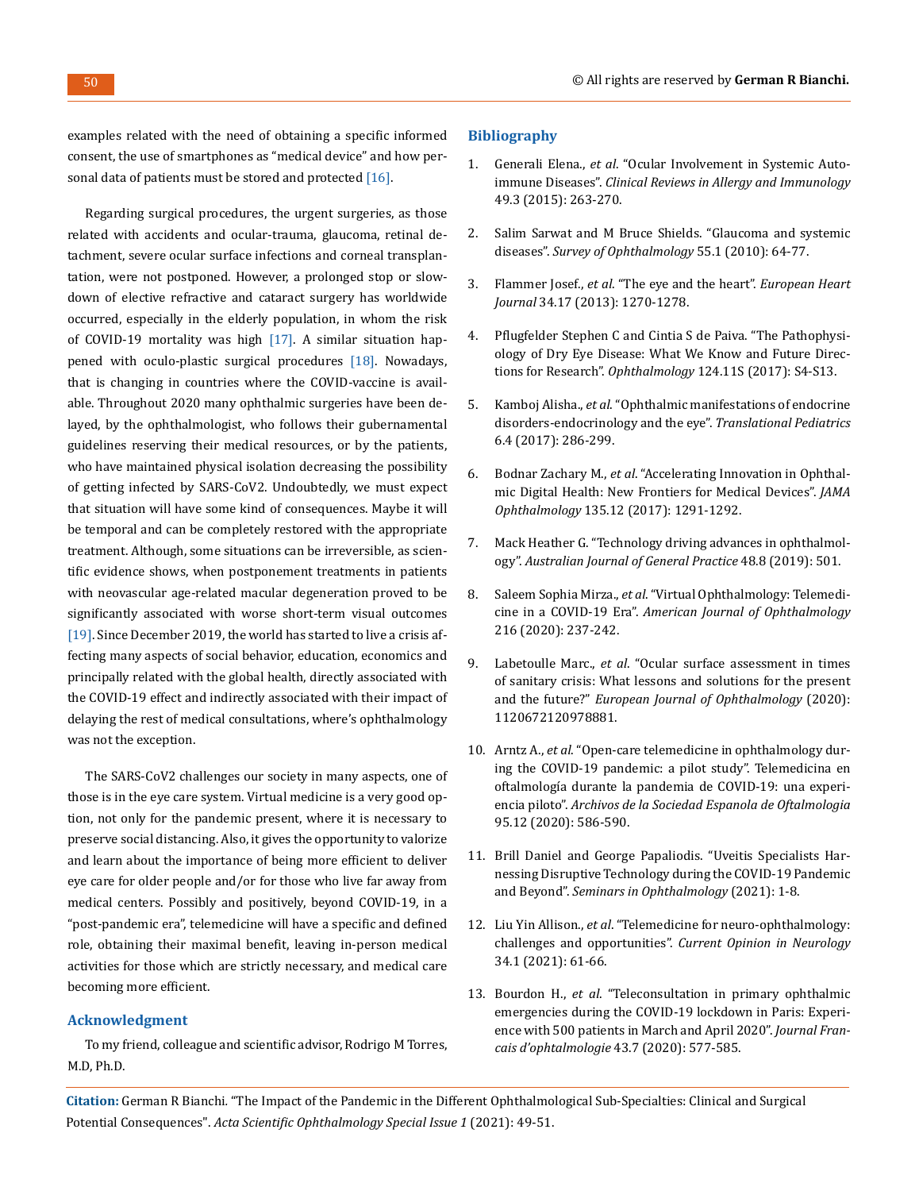examples related with the need of obtaining a specific informed consent, the use of smartphones as "medical device" and how personal data of patients must be stored and protected [16].

Regarding surgical procedures, the urgent surgeries, as those related with accidents and ocular-trauma, glaucoma, retinal detachment, severe ocular surface infections and corneal transplantation, were not postponed. However, a prolonged stop or slowdown of elective refractive and cataract surgery has worldwide occurred, especially in the elderly population, in whom the risk of COVID-19 mortality was high [17]. A similar situation happened with oculo-plastic surgical procedures [18]. Nowadays, that is changing in countries where the COVID-vaccine is available. Throughout 2020 many ophthalmic surgeries have been delayed, by the ophthalmologist, who follows their gubernamental guidelines reserving their medical resources, or by the patients, who have maintained physical isolation decreasing the possibility of getting infected by SARS-CoV2. Undoubtedly, we must expect that situation will have some kind of consequences. Maybe it will be temporal and can be completely restored with the appropriate treatment. Although, some situations can be irreversible, as scientific evidence shows, when postponement treatments in patients with neovascular age-related macular degeneration proved to be significantly associated with worse short-term visual outcomes [19]. Since December 2019, the world has started to live a crisis affecting many aspects of social behavior, education, economics and principally related with the global health, directly associated with the COVID-19 effect and indirectly associated with their impact of delaying the rest of medical consultations, where's ophthalmology was not the exception.

The SARS-CoV2 challenges our society in many aspects, one of those is in the eye care system. Virtual medicine is a very good option, not only for the pandemic present, where it is necessary to preserve social distancing. Also, it gives the opportunity to valorize and learn about the importance of being more efficient to deliver eye care for older people and/or for those who live far away from medical centers. Possibly and positively, beyond COVID-19, in a "post-pandemic era", telemedicine will have a specific and defined role, obtaining their maximal benefit, leaving in-person medical activities for those which are strictly necessary, and medical care becoming more efficient.

## Acknowledgment

To my friend, colleague and scientific advisor, Rodrigo M Torres, M.D, Ph.D.

## Bibliography

1. Generali Elena., *et al*. "Ocular Involvement in Systemic Autoimmune Diseases". *Clinical Reviews in Allergy and Immunology* 49.3 (2015): 263-270.
2. Salim Sarwat and M Bruce Shields. "Glaucoma and systemic diseases". *Survey of Ophthalmology* 55.1 (2010): 64-77.
3. Flammer Josef., *et al*. "The eye and the heart". *European Heart Journal* 34.17 (2013): 1270-1278.
4. Pflugfelder Stephen C and Cintia S de Paiva. "The Pathophysiology of Dry Eye Disease: What We Know and Future Directions for Research". *Ophthalmology* 124.11S (2017): S4-S13.
5. Kamboj Alisha., *et al*. "Ophthalmic manifestations of endocrine disorders-endocrinology and the eye". *Translational Pediatrics* 6.4 (2017): 286-299.
6. Bodnar Zachary M., *et al*. "Accelerating Innovation in Ophthalmic Digital Health: New Frontiers for Medical Devices". *JAMA Ophthalmology* 135.12 (2017): 1291-1292.
7. Mack Heather G. "Technology driving advances in ophthalmology". *Australian Journal of General Practice* 48.8 (2019): 501.
8. Saleem Sophia Mirza., *et al*. "Virtual Ophthalmology: Telemedicine in a COVID-19 Era". *American Journal of Ophthalmology* 216 (2020): 237-242.
9. Labetoulle Marc., *et al*. "Ocular surface assessment in times of sanitary crisis: What lessons and solutions for the present and the future?" *European Journal of Ophthalmology* (2020): 1120672120978881.
10. Arntz A., *et al*. "Open-care telemedicine in ophthalmology during the COVID-19 pandemic: a pilot study". Telemedicina en oftalmología durante la pandemia de COVID-19: una experiencia piloto". *Archivos de la Sociedad Espanola de Oftalmologia* 95.12 (2020): 586-590.
11. Brill Daniel and George Papaliodis. "Uveitis Specialists Harnessing Disruptive Technology during the COVID-19 Pandemic and Beyond". *Seminars in Ophthalmology* (2021): 1-8.
12. Liu Yin Allison., *et al*. "Telemedicine for neuro-ophthalmology: challenges and opportunities". *Current Opinion in Neurology* 34.1 (2021): 61-66.
13. Bourdon H., *et al*. "Teleconsultation in primary ophthalmic emergencies during the COVID-19 lockdown in Paris: Experience with 500 patients in March and April 2020". *Journal Francais d'ophtalmologie* 43.7 (2020): 577-585.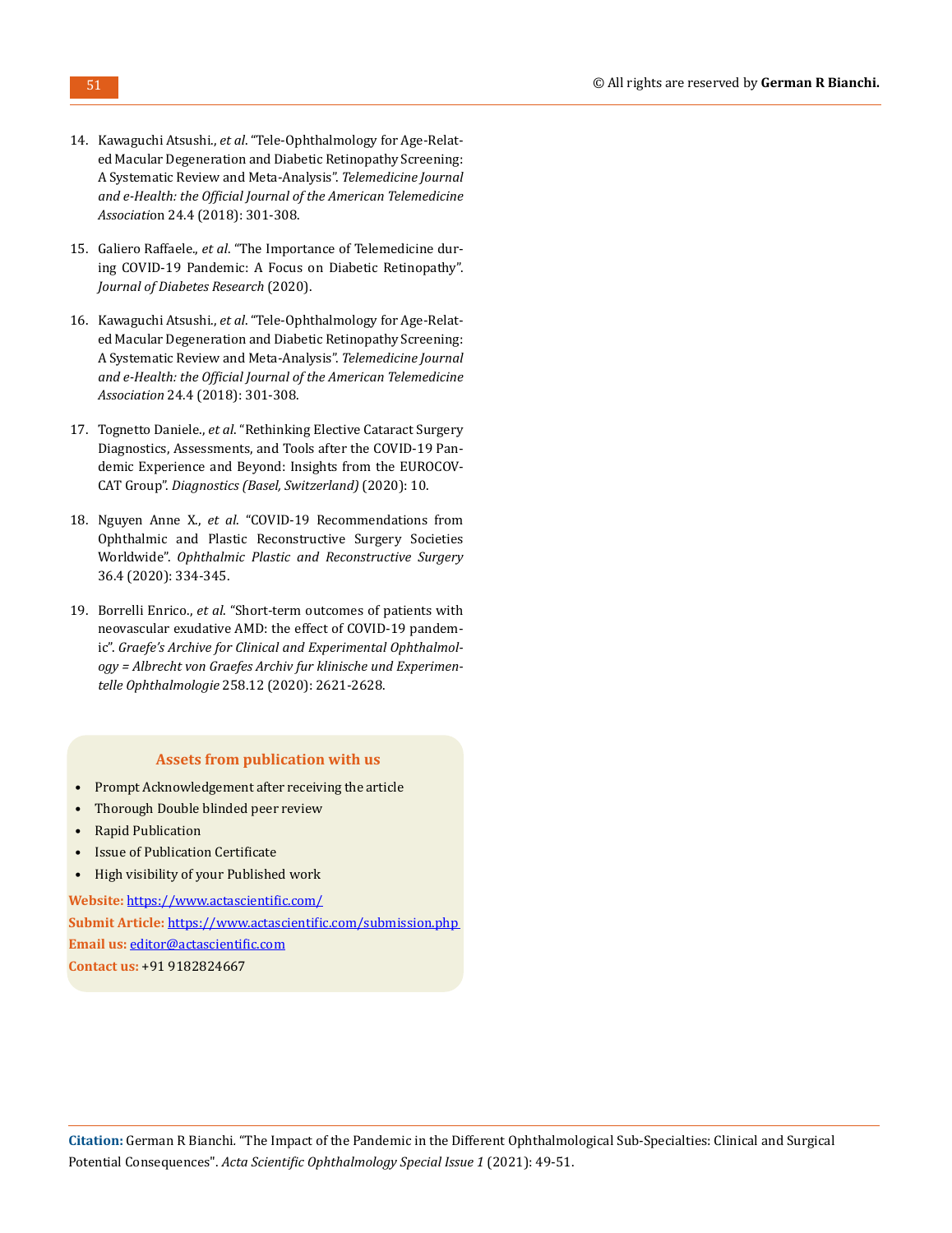14. Kawaguchi Atsushi., *et al*. "Tele-Ophthalmology for Age-Related Macular Degeneration and Diabetic Retinopathy Screening: A Systematic Review and Meta-Analysis". *Telemedicine Journal and e-Health: the Official Journal of the American Telemedicine Associati*on 24.4 (2018): 301-308.

15. Galiero Raffaele., *et al*. "The Importance of Telemedicine during COVID-19 Pandemic: A Focus on Diabetic Retinopathy". *Journal of Diabetes Research* (2020).

16. Kawaguchi Atsushi., *et al*. "Tele-Ophthalmology for Age-Related Macular Degeneration and Diabetic Retinopathy Screening: A Systematic Review and Meta-Analysis". *Telemedicine Journal and e-Health: the Official Journal of the American Telemedicine Association* 24.4 (2018): 301-308.

17. Tognetto Daniele., *et al*. "Rethinking Elective Cataract Surgery Diagnostics, Assessments, and Tools after the COVID-19 Pandemic Experience and Beyond: Insights from the EUROCOVCAT Group". *Diagnostics (Basel, Switzerland)* (2020): 10.

18. Nguyen Anne X., *et al*. "COVID-19 Recommendations from Ophthalmic and Plastic Reconstructive Surgery Societies Worldwide". *Ophthalmic Plastic and Reconstructive Surgery* 36.4 (2020): 334-345.

19. Borrelli Enrico., *et al*. "Short-term outcomes of patients with neovascular exudative AMD: the effect of COVID-19 pandemic". *Graefe's Archive for Clinical and Experimental Ophthalmology = Albrecht von Graefes Archiv fur klinische und Experimentelle Ophthalmologie* 258.12 (2020): 2621-2628.

**Assets from publication with us**

- Prompt Acknowledgement after receiving the article
- Thorough Double blinded peer review
- Rapid Publication
- Issue of Publication Certificate
- High visibility of your Published work

**Website:** https://www.actascientific.com/
**Submit Article:** https://www.actascientific.com/submission.php
**Email us:** editor@actascientific.com
**Contact us:** +91 9182824667